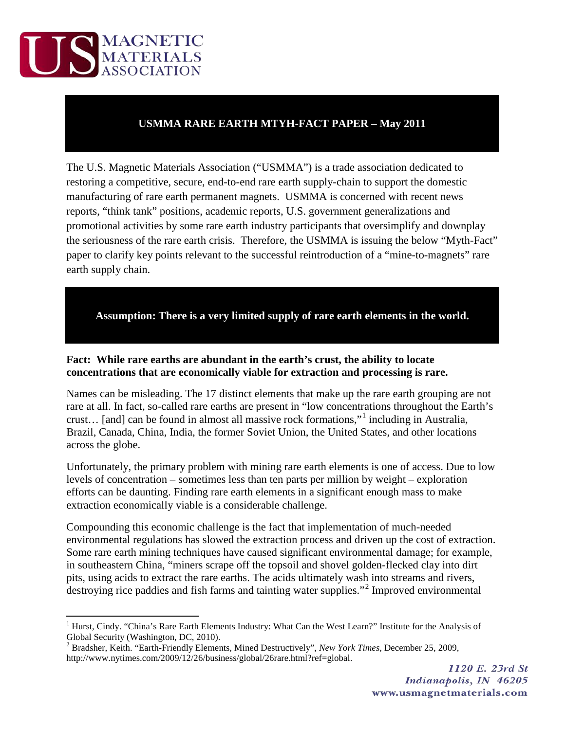# USMMA RARE EARTH MTYH-FACT PAPER – May 2011

The U.S. Magnetic Materials Association ("USMMA") is a trade association dedicated to restoring a competitive, secure, end-to-end rare earth supply-chain to support the domestic manufacturing of rare earth permanent magnets. USMMA is concerned with recent news reports, "think tank" positions, academic reports, U.S. government generalizations and promotional activities by some rare earth industry participants that oversimplify and downplay the seriousness of the rare earth crisis. Therefore, the USMMA is issuing the below "Myth-Fact" paper to clarify key points relevant to the successful reintroduction of a "mine-to-magnets" rare earth supply chain.

## Assumption: There is a very limited supply of rare earth elements in the world.

**Fact: While rare earths are abundant in the earth's crust, the ability to locate concentrations that are economically viable for extraction and processing is rare.**

Names can be misleading. The 17 distinct elements that make up the rare earth grouping are not rare at all. In fact, so-called rare earths are present in "low concentrations throughout the Earth's crust… [and] can be found in almost all massive rock formations,"[1] including in Australia, Brazil, Canada, China, India, the former Soviet Union, the United States, and other locations across the globe.

Unfortunately, the primary problem with mining rare earth elements is one of access. Due to low levels of concentration – sometimes less than ten parts per million by weight – exploration efforts can be daunting. Finding rare earth elements in a significant enough mass to make extraction economically viable is a considerable challenge.

Compounding this economic challenge is the fact that implementation of much-needed environmental regulations has slowed the extraction process and driven up the cost of extraction. Some rare earth mining techniques have caused significant environmental damage; for example, in southeastern China, "miners scrape off the topsoil and shovel golden-flecked clay into dirt pits, using acids to extract the rare earths. The acids ultimately wash into streams and rivers, destroying rice paddies and fish farms and tainting water supplies."[2] Improved environmental

---

[1] Hurst, Cindy. "China's Rare Earth Elements Industry: What Can the West Learn?" Institute for the Analysis of Global Security (Washington, DC, 2010).

[2] Bradsher, Keith. "Earth-Friendly Elements, Mined Destructively", *New York Times*, December 25, 2009, http://www.nytimes.com/2009/12/26/business/global/26rare.html?ref=global.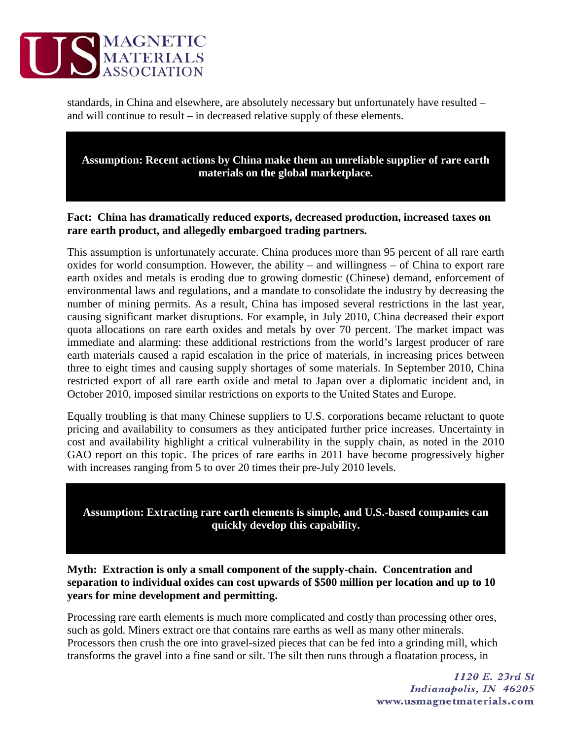standards, in China and elsewhere, are absolutely necessary but unfortunately have resulted – and will continue to result – in decreased relative supply of these elements.

**Assumption: Recent actions by China make them an unreliable supplier of rare earth materials on the global marketplace.**

**Fact: China has dramatically reduced exports, decreased production, increased taxes on rare earth product, and allegedly embargoed trading partners.**

This assumption is unfortunately accurate. China produces more than 95 percent of all rare earth oxides for world consumption. However, the ability – and willingness – of China to export rare earth oxides and metals is eroding due to growing domestic (Chinese) demand, enforcement of environmental laws and regulations, and a mandate to consolidate the industry by decreasing the number of mining permits. As a result, China has imposed several restrictions in the last year, causing significant market disruptions. For example, in July 2010, China decreased their export quota allocations on rare earth oxides and metals by over 70 percent. The market impact was immediate and alarming: these additional restrictions from the world's largest producer of rare earth materials caused a rapid escalation in the price of materials, in increasing prices between three to eight times and causing supply shortages of some materials. In September 2010, China restricted export of all rare earth oxide and metal to Japan over a diplomatic incident and, in October 2010, imposed similar restrictions on exports to the United States and Europe.

Equally troubling is that many Chinese suppliers to U.S. corporations became reluctant to quote pricing and availability to consumers as they anticipated further price increases. Uncertainty in cost and availability highlight a critical vulnerability in the supply chain, as noted in the 2010 GAO report on this topic. The prices of rare earths in 2011 have become progressively higher with increases ranging from 5 to over 20 times their pre-July 2010 levels.

**Assumption: Extracting rare earth elements is simple, and U.S.-based companies can quickly develop this capability.**

**Myth: Extraction is only a small component of the supply-chain. Concentration and separation to individual oxides can cost upwards of $500 million per location and up to 10 years for mine development and permitting.**

Processing rare earth elements is much more complicated and costly than processing other ores, such as gold. Miners extract ore that contains rare earths as well as many other minerals. Processors then crush the ore into gravel-sized pieces that can be fed into a grinding mill, which transforms the gravel into a fine sand or silt. The silt then runs through a floatation process, in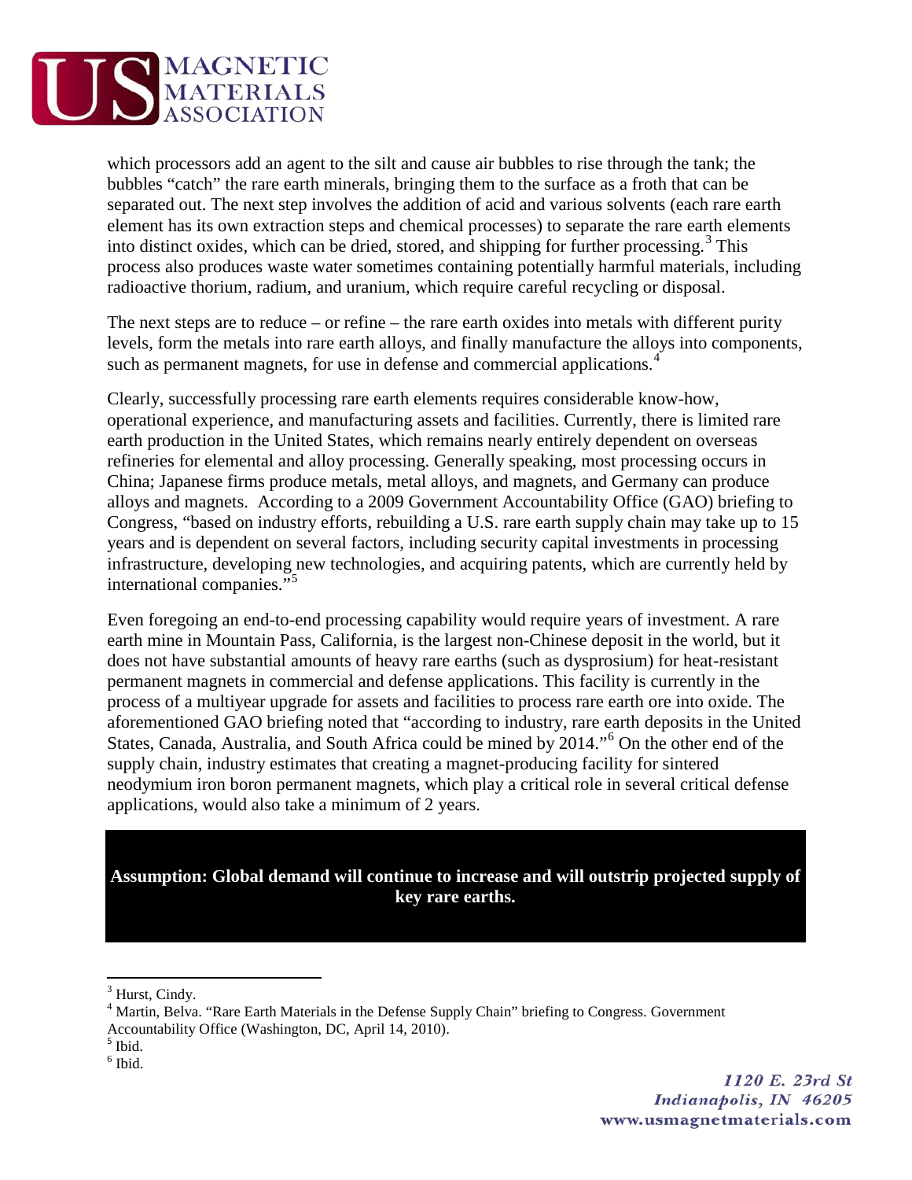which processors add an agent to the silt and cause air bubbles to rise through the tank; the bubbles "catch" the rare earth minerals, bringing them to the surface as a froth that can be separated out. The next step involves the addition of acid and various solvents (each rare earth element has its own extraction steps and chemical processes) to separate the rare earth elements into distinct oxides, which can be dried, stored, and shipping for further processing.[3] This process also produces waste water sometimes containing potentially harmful materials, including radioactive thorium, radium, and uranium, which require careful recycling or disposal.

The next steps are to reduce – or refine – the rare earth oxides into metals with different purity levels, form the metals into rare earth alloys, and finally manufacture the alloys into components, such as permanent magnets, for use in defense and commercial applications.[4]

Clearly, successfully processing rare earth elements requires considerable know-how, operational experience, and manufacturing assets and facilities. Currently, there is limited rare earth production in the United States, which remains nearly entirely dependent on overseas refineries for elemental and alloy processing. Generally speaking, most processing occurs in China; Japanese firms produce metals, metal alloys, and magnets, and Germany can produce alloys and magnets. According to a 2009 Government Accountability Office (GAO) briefing to Congress, "based on industry efforts, rebuilding a U.S. rare earth supply chain may take up to 15 years and is dependent on several factors, including security capital investments in processing infrastructure, developing new technologies, and acquiring patents, which are currently held by international companies."[5]

Even foregoing an end-to-end processing capability would require years of investment. A rare earth mine in Mountain Pass, California, is the largest non-Chinese deposit in the world, but it does not have substantial amounts of heavy rare earths (such as dysprosium) for heat-resistant permanent magnets in commercial and defense applications. This facility is currently in the process of a multiyear upgrade for assets and facilities to process rare earth ore into oxide. The aforementioned GAO briefing noted that "according to industry, rare earth deposits in the United States, Canada, Australia, and South Africa could be mined by 2014."[6] On the other end of the supply chain, industry estimates that creating a magnet-producing facility for sintered neodymium iron boron permanent magnets, which play a critical role in several critical defense applications, would also take a minimum of 2 years.

**Assumption: Global demand will continue to increase and will outstrip projected supply of key rare earths.**

---

[3] Hurst, Cindy.

[4] Martin, Belva. "Rare Earth Materials in the Defense Supply Chain" briefing to Congress. Government Accountability Office (Washington, DC, April 14, 2010).

[5] Ibid.

[6] Ibid.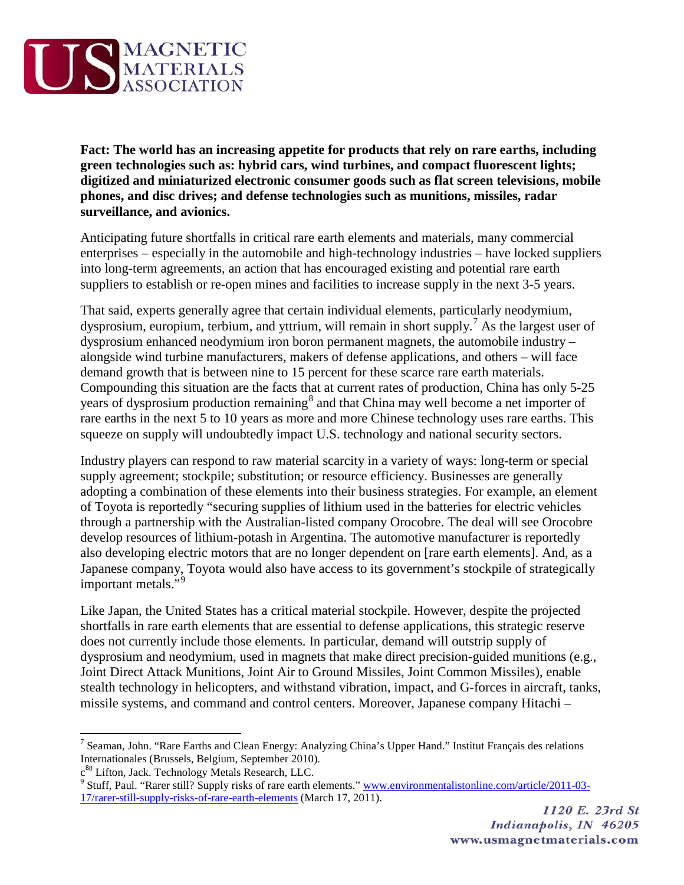**Fact: The world has an increasing appetite for products that rely on rare earths, including green technologies such as: hybrid cars, wind turbines, and compact fluorescent lights; digitized and miniaturized electronic consumer goods such as flat screen televisions, mobile phones, and disc drives; and defense technologies such as munitions, missiles, radar surveillance, and avionics.**

Anticipating future shortfalls in critical rare earth elements and materials, many commercial enterprises – especially in the automobile and high-technology industries – have locked suppliers into long-term agreements, an action that has encouraged existing and potential rare earth suppliers to establish or re-open mines and facilities to increase supply in the next 3-5 years.

That said, experts generally agree that certain individual elements, particularly neodymium, dysprosium, europium, terbium, and yttrium, will remain in short supply.[7] As the largest user of dysprosium enhanced neodymium iron boron permanent magnets, the automobile industry – alongside wind turbine manufacturers, makers of defense applications, and others – will face demand growth that is between nine to 15 percent for these scarce rare earth materials. Compounding this situation are the facts that at current rates of production, China has only 5-25 years of dysprosium production remaining[8] and that China may well become a net importer of rare earths in the next 5 to 10 years as more and more Chinese technology uses rare earths. This squeeze on supply will undoubtedly impact U.S. technology and national security sectors.

Industry players can respond to raw material scarcity in a variety of ways: long-term or special supply agreement; stockpile; substitution; or resource efficiency. Businesses are generally adopting a combination of these elements into their business strategies. For example, an element of Toyota is reportedly "securing supplies of lithium used in the batteries for electric vehicles through a partnership with the Australian-listed company Orocobre. The deal will see Orocobre develop resources of lithium-potash in Argentina. The automotive manufacturer is reportedly also developing electric motors that are no longer dependent on [rare earth elements]. And, as a Japanese company, Toyota would also have access to its government's stockpile of strategically important metals."[9]

Like Japan, the United States has a critical material stockpile. However, despite the projected shortfalls in rare earth elements that are essential to defense applications, this strategic reserve does not currently include those elements. In particular, demand will outstrip supply of dysprosium and neodymium, used in magnets that make direct precision-guided munitions (e.g., Joint Direct Attack Munitions, Joint Air to Ground Missiles, Joint Common Missiles), enable stealth technology in helicopters, and withstand vibration, impact, and G-forces in aircraft, tanks, missile systems, and command and control centers. Moreover, Japanese company Hitachi –

---

[7] Seaman, John. "Rare Earths and Clean Energy: Analyzing China's Upper Hand." Institut Français des relations Internationales (Brussels, Belgium, September 2010).

c[88] Lifton, Jack. Technology Metals Research, LLC.

[9] Stuff, Paul. "Rarer still? Supply risks of rare earth elements." www.environmentalistonline.com/article/2011-03-17/rarer-still-supply-risks-of-rare-earth-elements (March 17, 2011).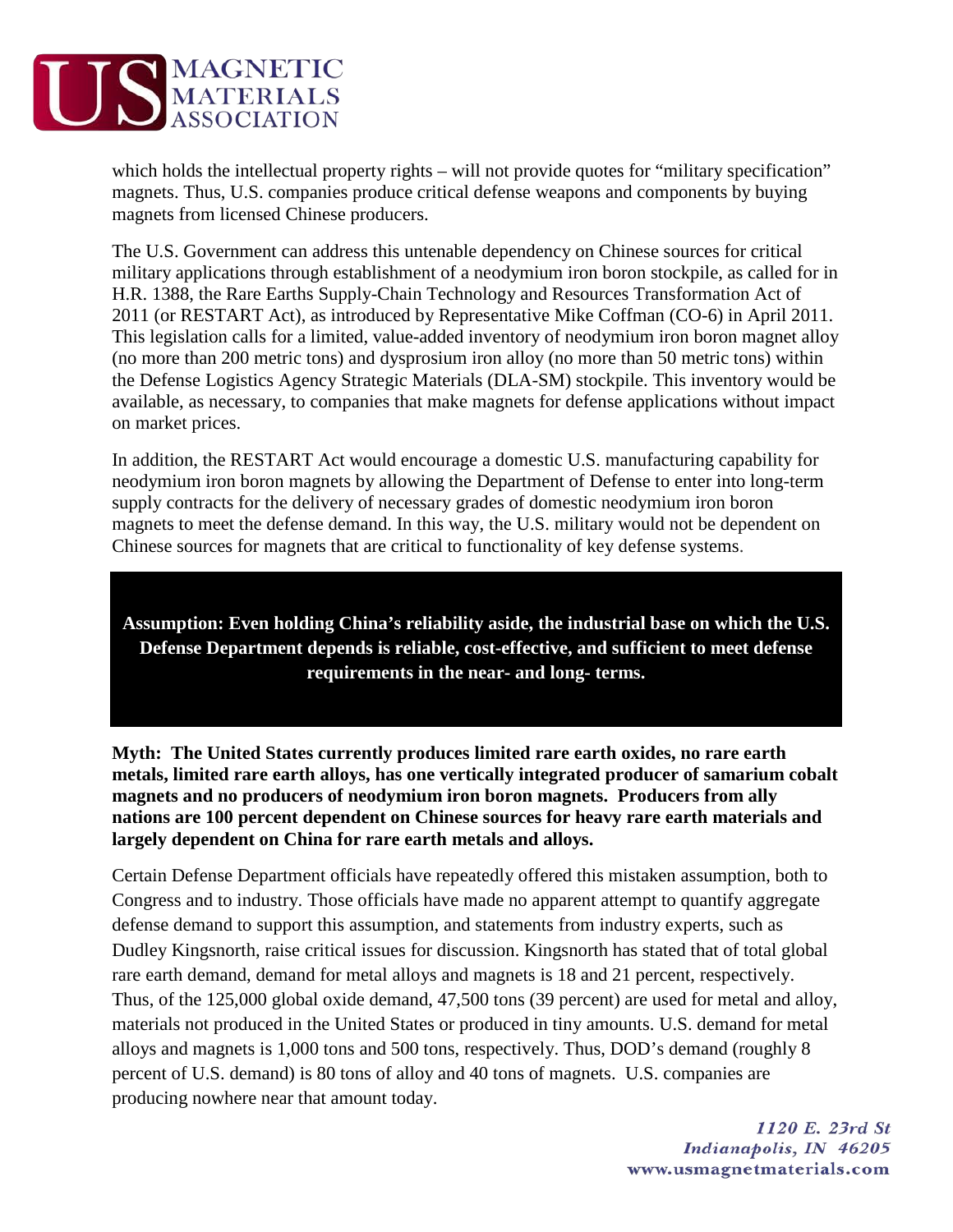which holds the intellectual property rights – will not provide quotes for "military specification" magnets. Thus, U.S. companies produce critical defense weapons and components by buying magnets from licensed Chinese producers.

The U.S. Government can address this untenable dependency on Chinese sources for critical military applications through establishment of a neodymium iron boron stockpile, as called for in H.R. 1388, the Rare Earths Supply-Chain Technology and Resources Transformation Act of 2011 (or RESTART Act), as introduced by Representative Mike Coffman (CO-6) in April 2011. This legislation calls for a limited, value-added inventory of neodymium iron boron magnet alloy (no more than 200 metric tons) and dysprosium iron alloy (no more than 50 metric tons) within the Defense Logistics Agency Strategic Materials (DLA-SM) stockpile. This inventory would be available, as necessary, to companies that make magnets for defense applications without impact on market prices.

In addition, the RESTART Act would encourage a domestic U.S. manufacturing capability for neodymium iron boron magnets by allowing the Department of Defense to enter into long-term supply contracts for the delivery of necessary grades of domestic neodymium iron boron magnets to meet the defense demand. In this way, the U.S. military would not be dependent on Chinese sources for magnets that are critical to functionality of key defense systems.

**Assumption: Even holding China's reliability aside, the industrial base on which the U.S. Defense Department depends is reliable, cost-effective, and sufficient to meet defense requirements in the near- and long- terms.**

**Myth: The United States currently produces limited rare earth oxides, no rare earth metals, limited rare earth alloys, has one vertically integrated producer of samarium cobalt magnets and no producers of neodymium iron boron magnets. Producers from ally nations are 100 percent dependent on Chinese sources for heavy rare earth materials and largely dependent on China for rare earth metals and alloys.**

Certain Defense Department officials have repeatedly offered this mistaken assumption, both to Congress and to industry. Those officials have made no apparent attempt to quantify aggregate defense demand to support this assumption, and statements from industry experts, such as Dudley Kingsnorth, raise critical issues for discussion. Kingsnorth has stated that of total global rare earth demand, demand for metal alloys and magnets is 18 and 21 percent, respectively. Thus, of the 125,000 global oxide demand, 47,500 tons (39 percent) are used for metal and alloy, materials not produced in the United States or produced in tiny amounts. U.S. demand for metal alloys and magnets is 1,000 tons and 500 tons, respectively. Thus, DOD's demand (roughly 8 percent of U.S. demand) is 80 tons of alloy and 40 tons of magnets. U.S. companies are producing nowhere near that amount today.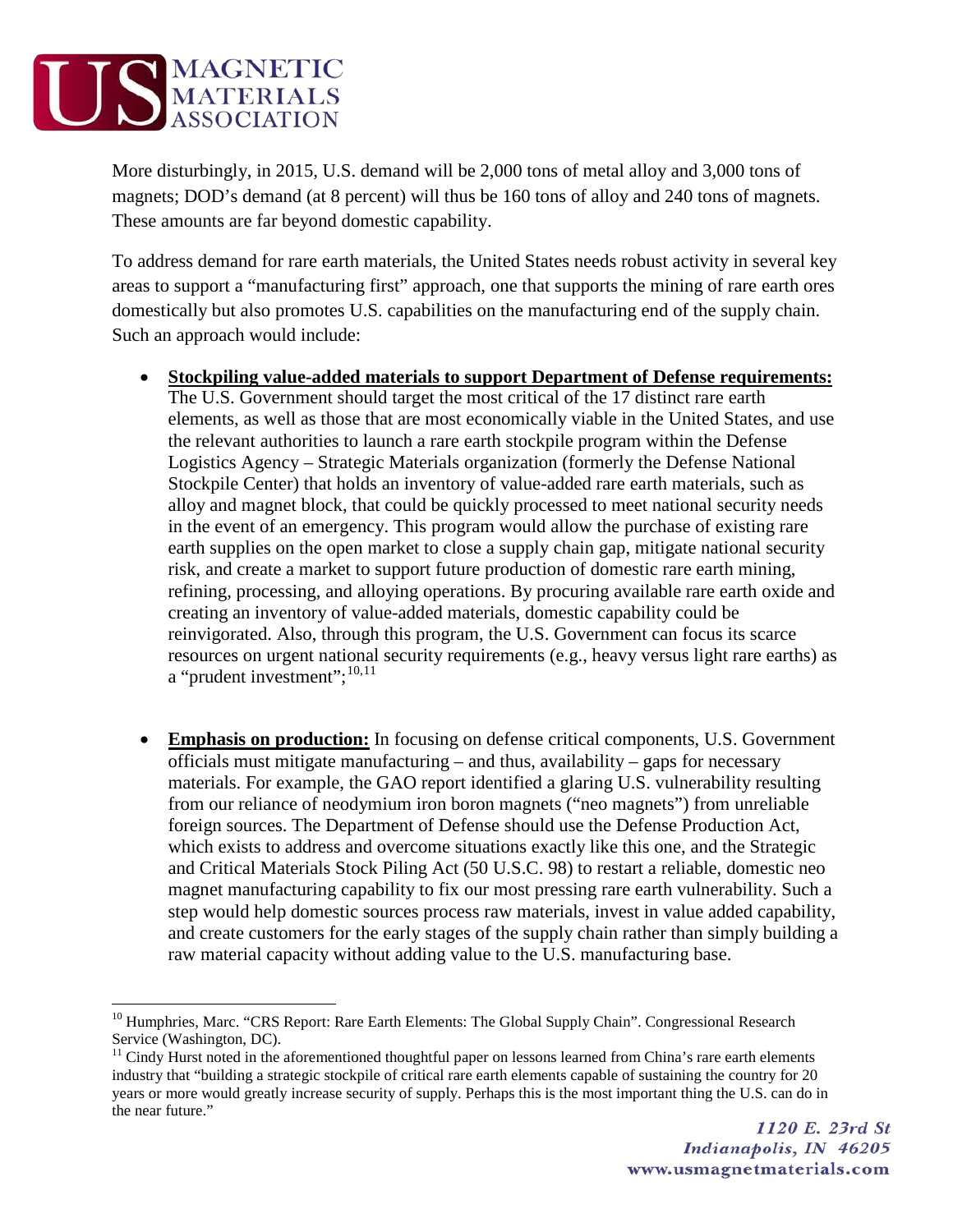More disturbingly, in 2015, U.S. demand will be 2,000 tons of metal alloy and 3,000 tons of magnets; DOD's demand (at 8 percent) will thus be 160 tons of alloy and 240 tons of magnets. These amounts are far beyond domestic capability.

To address demand for rare earth materials, the United States needs robust activity in several key areas to support a "manufacturing first" approach, one that supports the mining of rare earth ores domestically but also promotes U.S. capabilities on the manufacturing end of the supply chain. Such an approach would include:

- **Stockpiling value-added materials to support Department of Defense requirements:** The U.S. Government should target the most critical of the 17 distinct rare earth elements, as well as those that are most economically viable in the United States, and use the relevant authorities to launch a rare earth stockpile program within the Defense Logistics Agency – Strategic Materials organization (formerly the Defense National Stockpile Center) that holds an inventory of value-added rare earth materials, such as alloy and magnet block, that could be quickly processed to meet national security needs in the event of an emergency. This program would allow the purchase of existing rare earth supplies on the open market to close a supply chain gap, mitigate national security risk, and create a market to support future production of domestic rare earth mining, refining, processing, and alloying operations. By procuring available rare earth oxide and creating an inventory of value-added materials, domestic capability could be reinvigorated. Also, through this program, the U.S. Government can focus its scarce resources on urgent national security requirements (e.g., heavy versus light rare earths) as a "prudent investment";[10,11]

- **Emphasis on production:** In focusing on defense critical components, U.S. Government officials must mitigate manufacturing – and thus, availability – gaps for necessary materials. For example, the GAO report identified a glaring U.S. vulnerability resulting from our reliance of neodymium iron boron magnets ("neo magnets") from unreliable foreign sources. The Department of Defense should use the Defense Production Act, which exists to address and overcome situations exactly like this one, and the Strategic and Critical Materials Stock Piling Act (50 U.S.C. 98) to restart a reliable, domestic neo magnet manufacturing capability to fix our most pressing rare earth vulnerability. Such a step would help domestic sources process raw materials, invest in value added capability, and create customers for the early stages of the supply chain rather than simply building a raw material capacity without adding value to the U.S. manufacturing base.

---

[10] Humphries, Marc. "CRS Report: Rare Earth Elements: The Global Supply Chain". Congressional Research Service (Washington, DC).

[11] Cindy Hurst noted in the aforementioned thoughtful paper on lessons learned from China's rare earth elements industry that "building a strategic stockpile of critical rare earth elements capable of sustaining the country for 20 years or more would greatly increase security of supply. Perhaps this is the most important thing the U.S. can do in the near future."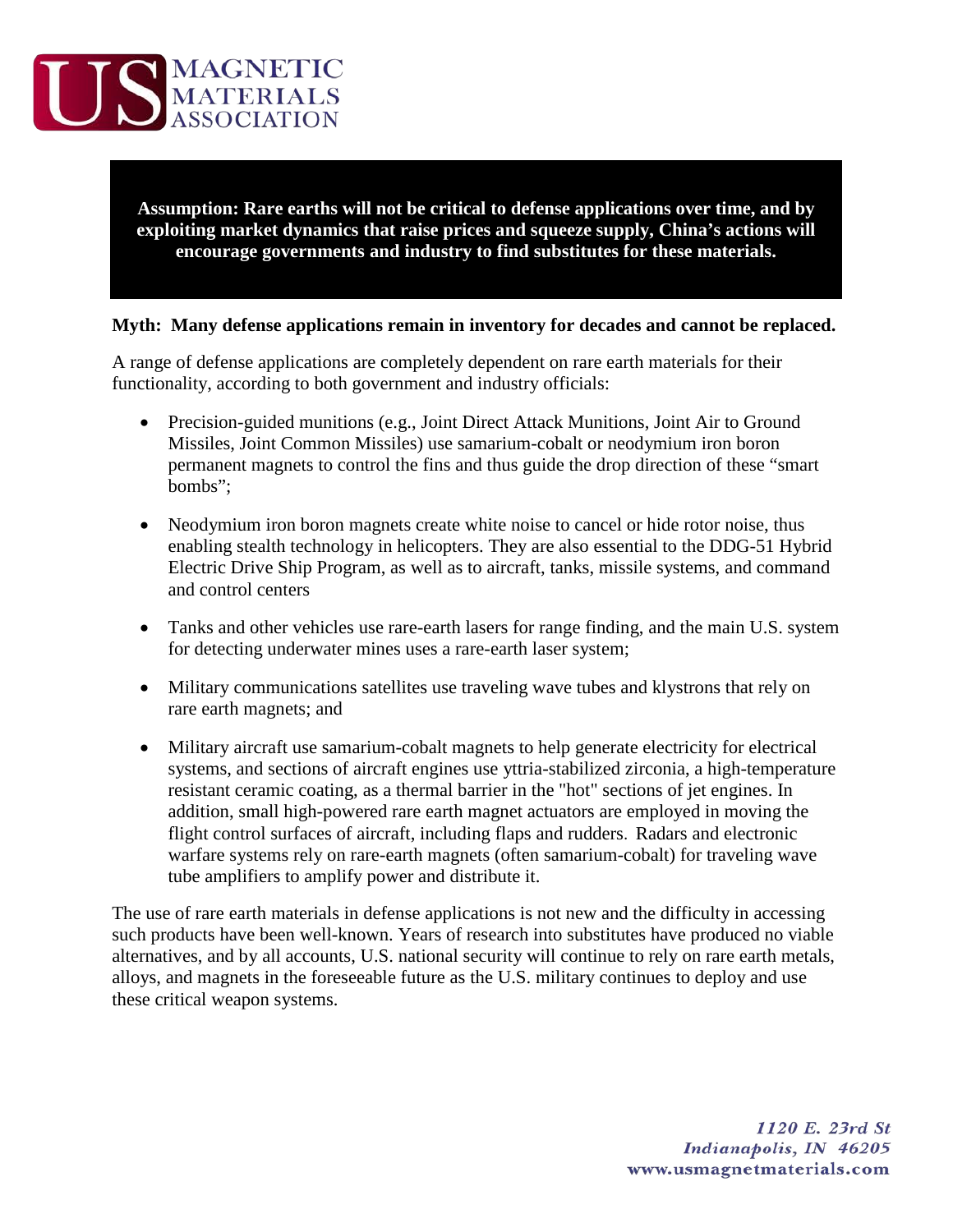**Assumption: Rare earths will not be critical to defense applications over time, and by exploiting market dynamics that raise prices and squeeze supply, China's actions will encourage governments and industry to find substitutes for these materials.**

**Myth: Many defense applications remain in inventory for decades and cannot be replaced.**

A range of defense applications are completely dependent on rare earth materials for their functionality, according to both government and industry officials:

- Precision-guided munitions (e.g., Joint Direct Attack Munitions, Joint Air to Ground Missiles, Joint Common Missiles) use samarium-cobalt or neodymium iron boron permanent magnets to control the fins and thus guide the drop direction of these "smart bombs";

- Neodymium iron boron magnets create white noise to cancel or hide rotor noise, thus enabling stealth technology in helicopters. They are also essential to the DDG-51 Hybrid Electric Drive Ship Program, as well as to aircraft, tanks, missile systems, and command and control centers

- Tanks and other vehicles use rare-earth lasers for range finding, and the main U.S. system for detecting underwater mines uses a rare-earth laser system;

- Military communications satellites use traveling wave tubes and klystrons that rely on rare earth magnets; and

- Military aircraft use samarium-cobalt magnets to help generate electricity for electrical systems, and sections of aircraft engines use yttria-stabilized zirconia, a high-temperature resistant ceramic coating, as a thermal barrier in the "hot" sections of jet engines. In addition, small high-powered rare earth magnet actuators are employed in moving the flight control surfaces of aircraft, including flaps and rudders. Radars and electronic warfare systems rely on rare-earth magnets (often samarium-cobalt) for traveling wave tube amplifiers to amplify power and distribute it.

The use of rare earth materials in defense applications is not new and the difficulty in accessing such products have been well-known. Years of research into substitutes have produced no viable alternatives, and by all accounts, U.S. national security will continue to rely on rare earth metals, alloys, and magnets in the foreseeable future as the U.S. military continues to deploy and use these critical weapon systems.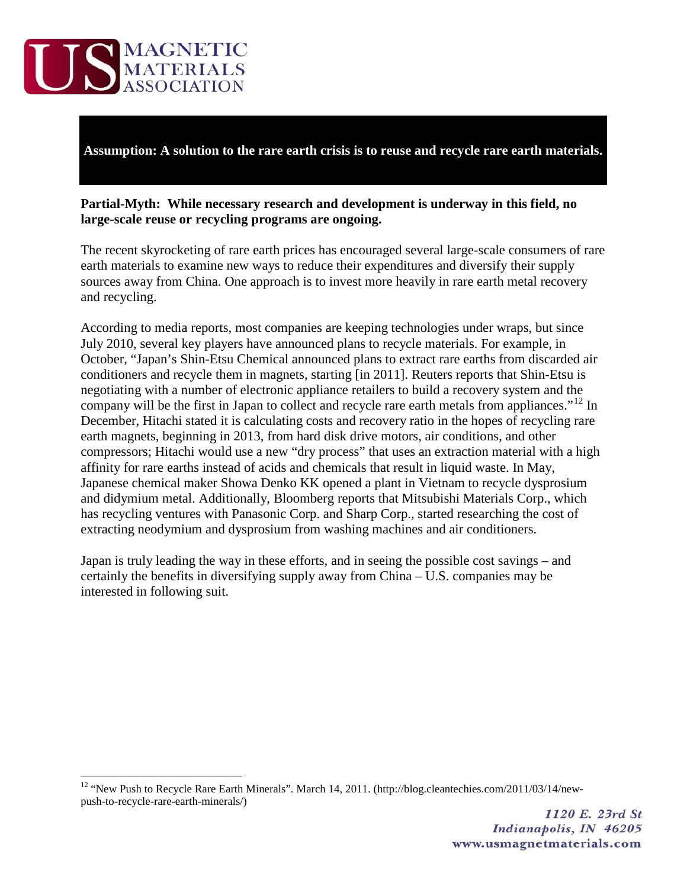**Assumption: A solution to the rare earth crisis is to reuse and recycle rare earth materials.**

**Partial-Myth: While necessary research and development is underway in this field, no large-scale reuse or recycling programs are ongoing.**

The recent skyrocketing of rare earth prices has encouraged several large-scale consumers of rare earth materials to examine new ways to reduce their expenditures and diversify their supply sources away from China. One approach is to invest more heavily in rare earth metal recovery and recycling.

According to media reports, most companies are keeping technologies under wraps, but since July 2010, several key players have announced plans to recycle materials. For example, in October, "Japan's Shin-Etsu Chemical announced plans to extract rare earths from discarded air conditioners and recycle them in magnets, starting [in 2011]. Reuters reports that Shin-Etsu is negotiating with a number of electronic appliance retailers to build a recovery system and the company will be the first in Japan to collect and recycle rare earth metals from appliances."[12] In December, Hitachi stated it is calculating costs and recovery ratio in the hopes of recycling rare earth magnets, beginning in 2013, from hard disk drive motors, air conditions, and other compressors; Hitachi would use a new "dry process" that uses an extraction material with a high affinity for rare earths instead of acids and chemicals that result in liquid waste. In May, Japanese chemical maker Showa Denko KK opened a plant in Vietnam to recycle dysprosium and didymium metal. Additionally, Bloomberg reports that Mitsubishi Materials Corp., which has recycling ventures with Panasonic Corp. and Sharp Corp., started researching the cost of extracting neodymium and dysprosium from washing machines and air conditioners.

Japan is truly leading the way in these efforts, and in seeing the possible cost savings – and certainly the benefits in diversifying supply away from China – U.S. companies may be interested in following suit.

---

[12] "New Push to Recycle Rare Earth Minerals". March 14, 2011. (http://blog.cleantechies.com/2011/03/14/new-push-to-recycle-rare-earth-minerals/)